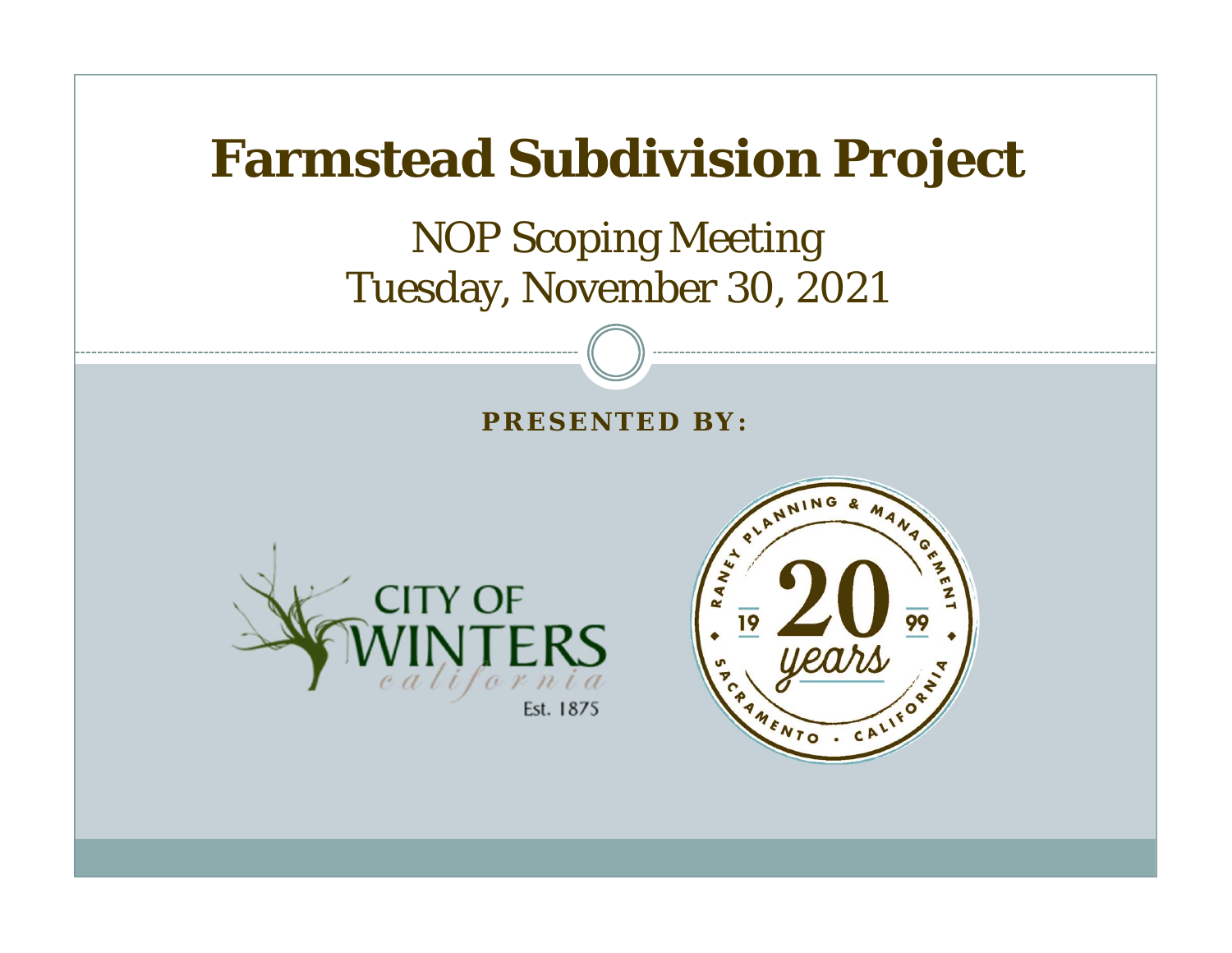# Farmstead Subdivision Project

NOP Scoping Meeting
Tuesday, November 30, 2021

**PRESENTED BY:**

CITY OF WINTERS
california
Est. 1875

RANEY PLANNING & MANAGEMENT
19 20 99
years
SACRAMENTO • CALIFORNIA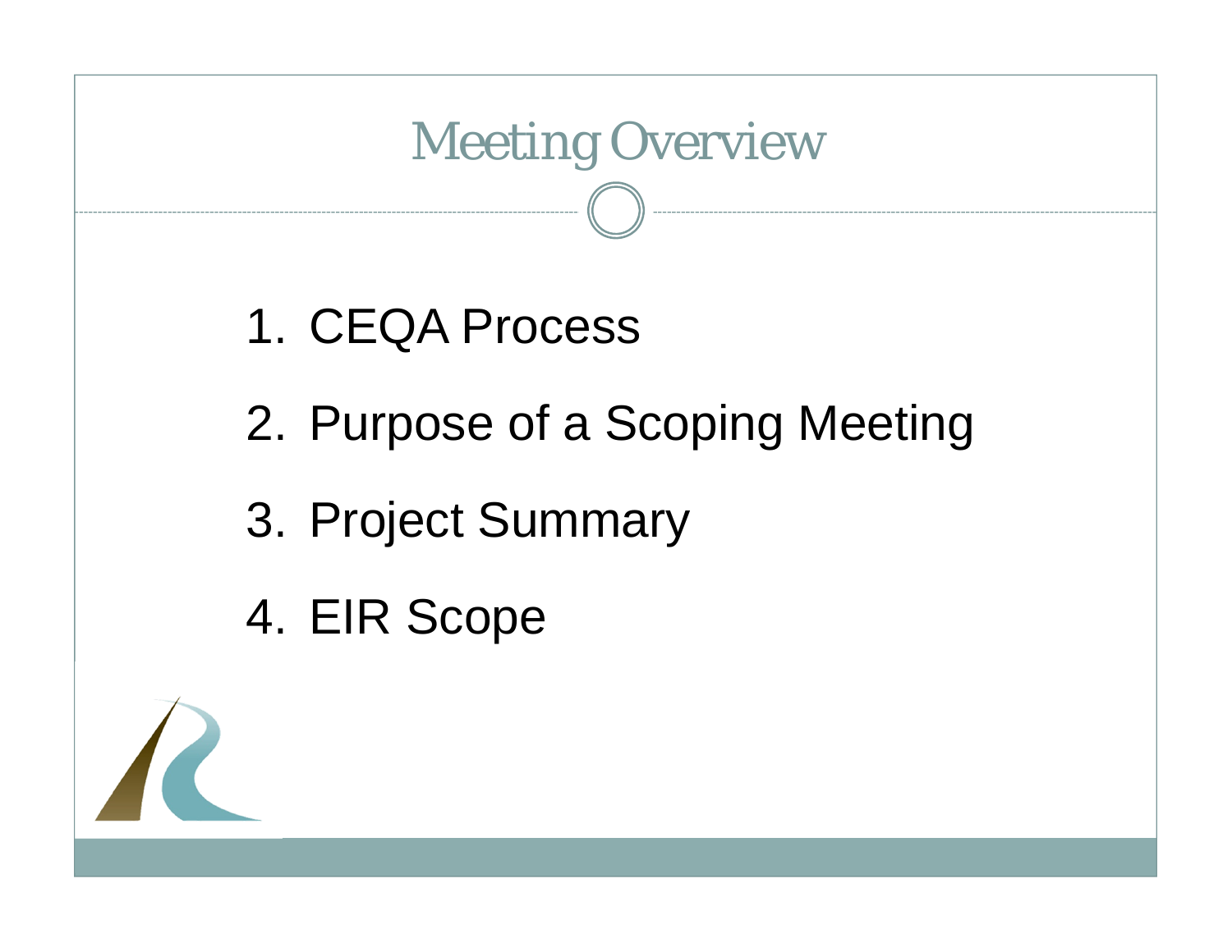# Meeting Overview

1. CEQA Process
2. Purpose of a Scoping Meeting
3. Project Summary
4. EIR Scope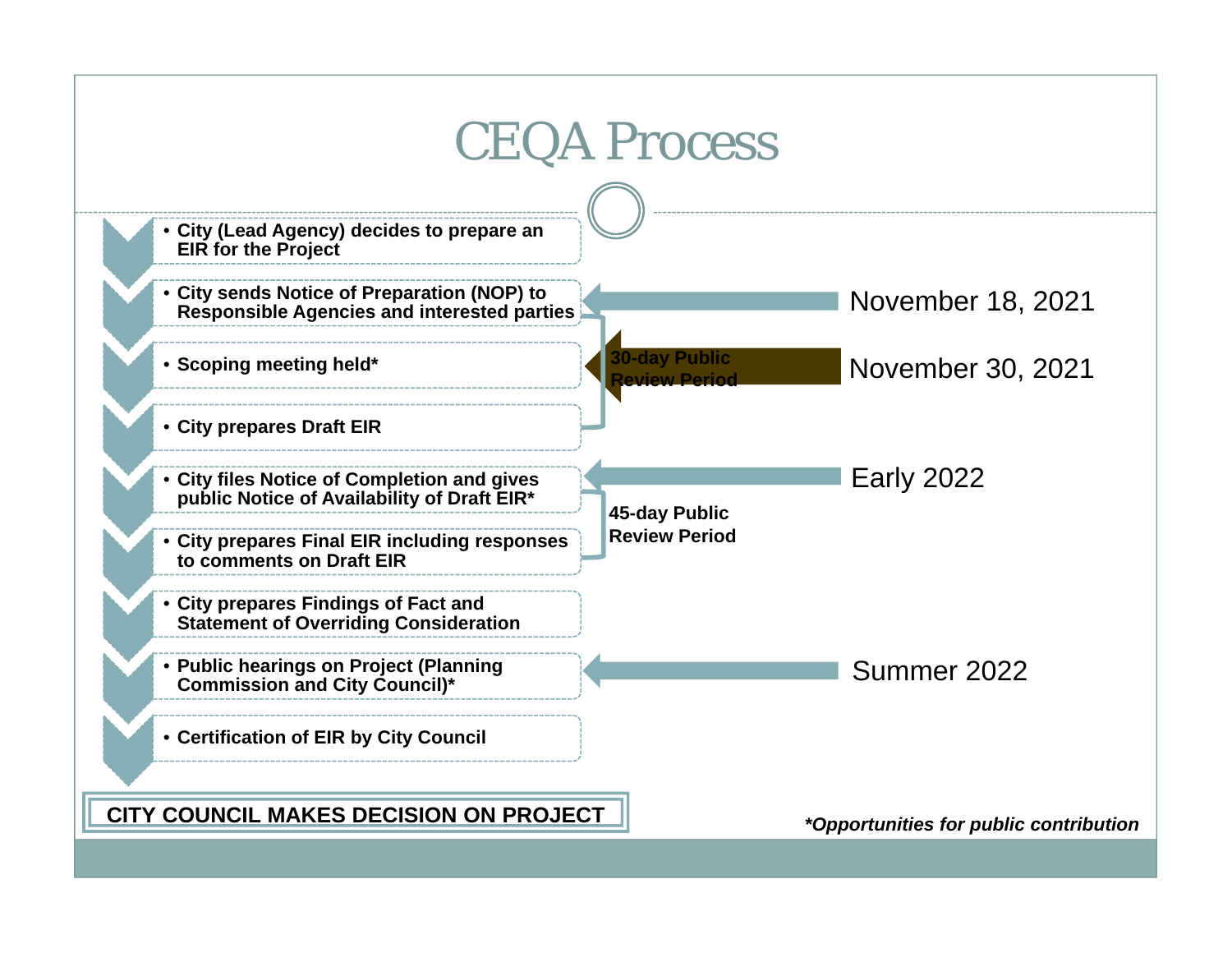# CEQA Process

- City (Lead Agency) decides to prepare an EIR for the Project
- City sends Notice of Preparation (NOP) to Responsible Agencies and interested parties — **November 18, 2021**
- Scoping meeting held* — **November 30, 2021**
- City prepares Draft EIR

**30-day Public Review Period** (NOP through Draft EIR preparation)

- City files Notice of Completion and gives public Notice of Availability of Draft EIR* — **Early 2022**
- City prepares Final EIR including responses to comments on Draft EIR

**45-day Public Review Period** (Notice of Availability through Final EIR preparation)

- City prepares Findings of Fact and Statement of Overriding Consideration
- Public hearings on Project (Planning Commission and City Council)* — **Summer 2022**
- Certification of EIR by City Council

**CITY COUNCIL MAKES DECISION ON PROJECT**

***Opportunities for public contribution***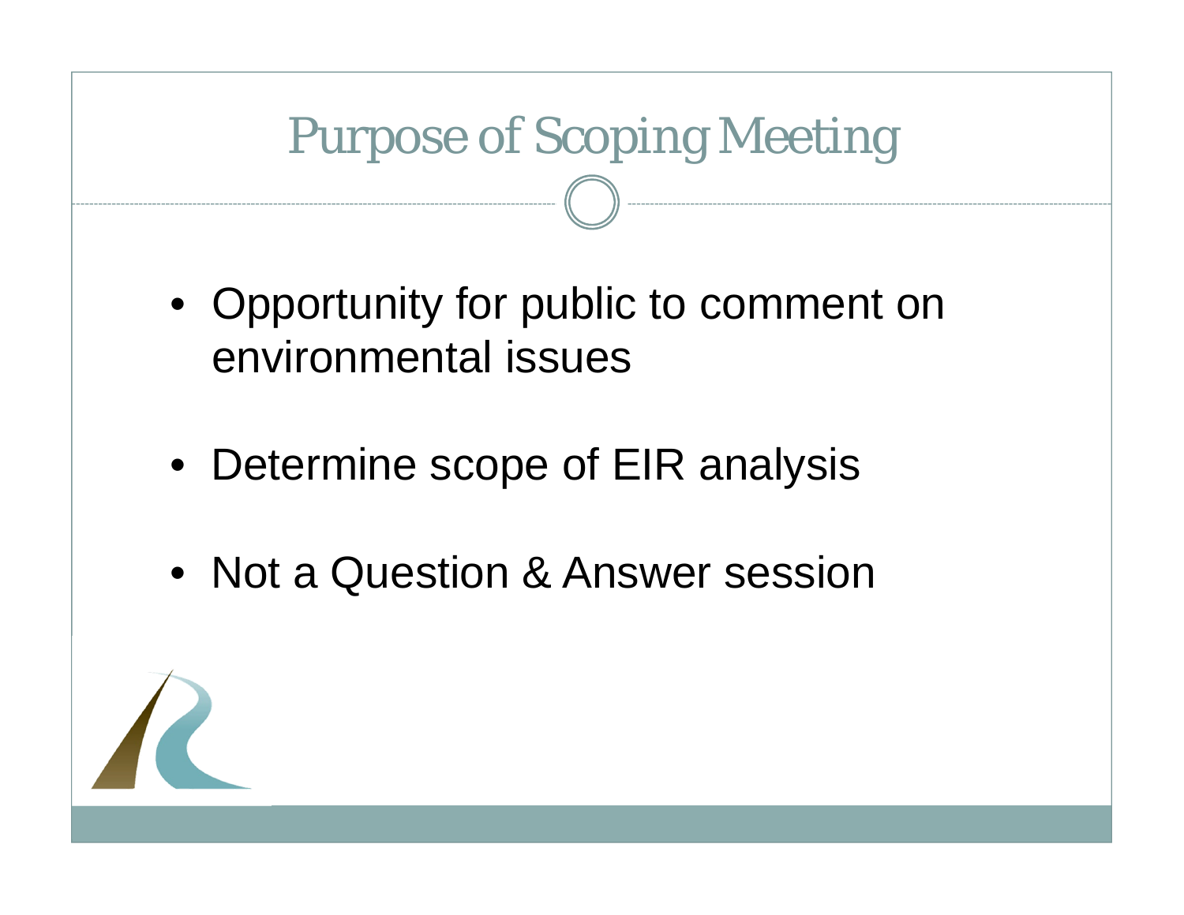# Purpose of Scoping Meeting

- Opportunity for public to comment on environmental issues
- Determine scope of EIR analysis
- Not a Question & Answer session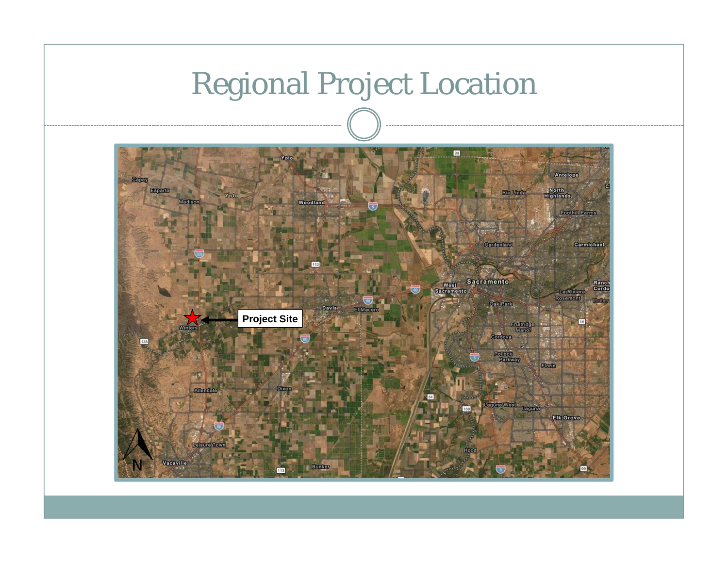# Regional Project Location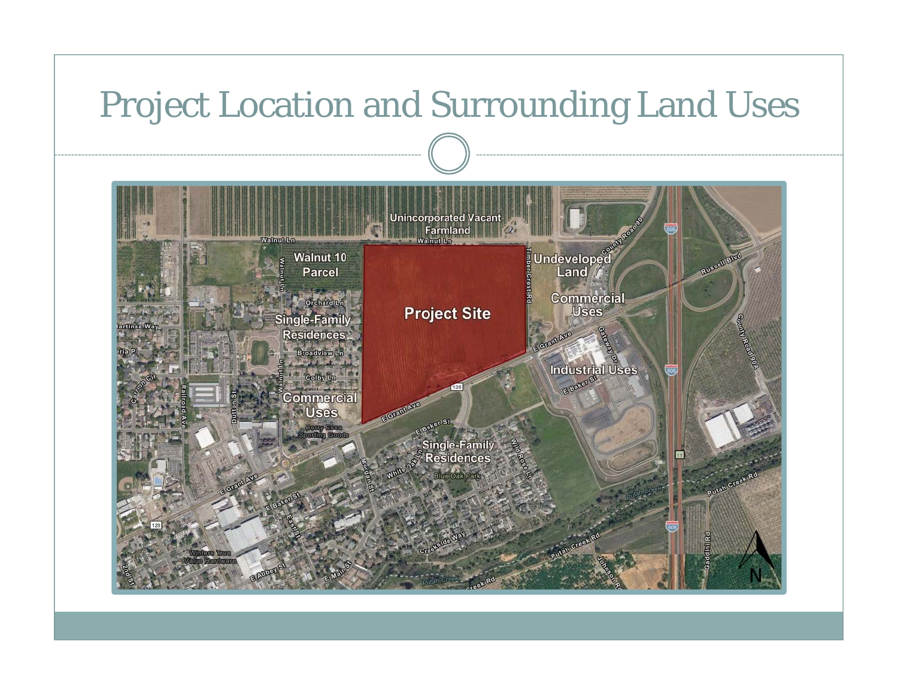# Project Location and Surrounding Land Uses

Unincorporated Vacant Farmland

Walnut 10 Parcel

Undeveloped Land

Commercial Uses

Project Site

Single-Family Residences

Industrial Uses

Commercial Uses

Single-Family Residences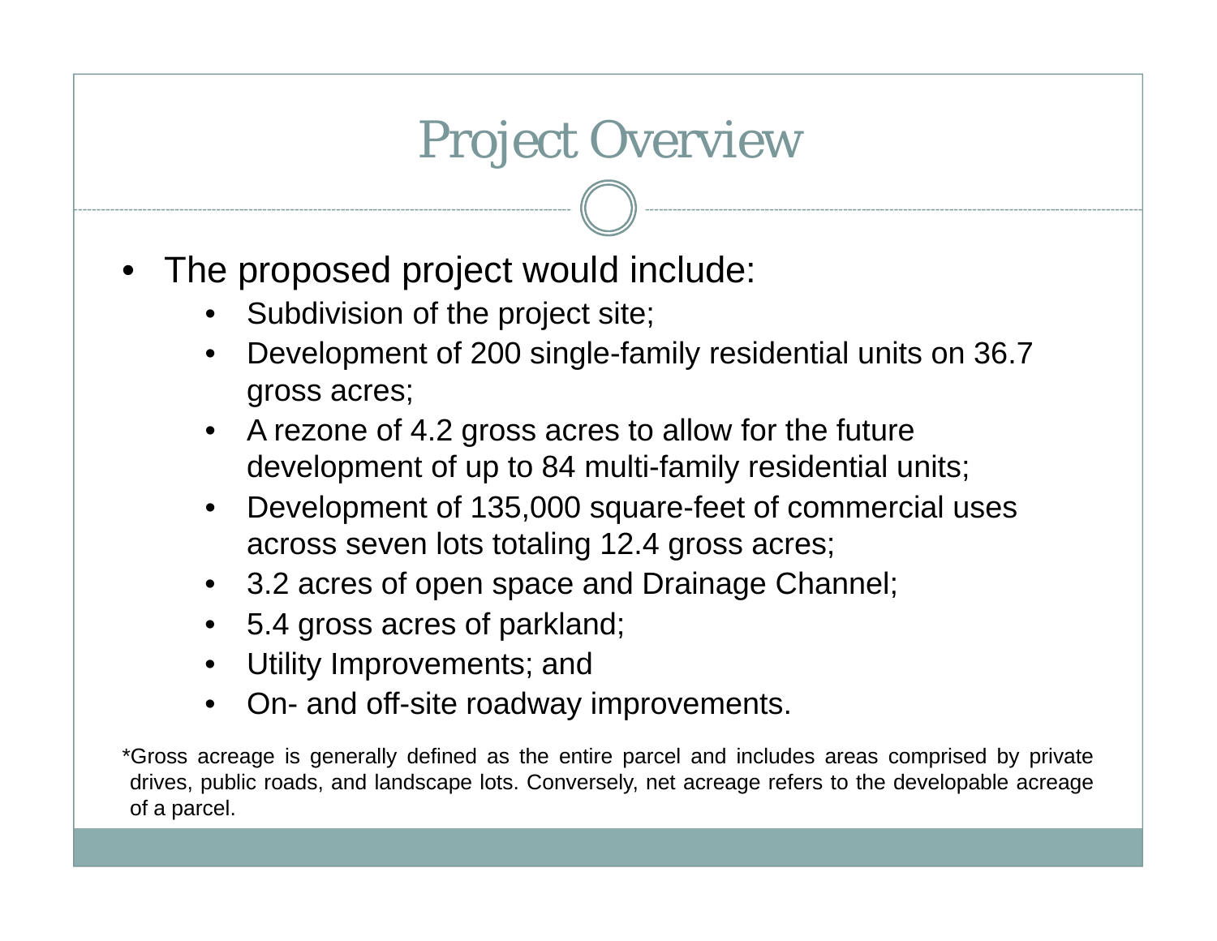# Project Overview

- The proposed project would include:
  - Subdivision of the project site;
  - Development of 200 single-family residential units on 36.7 gross acres;
  - A rezone of 4.2 gross acres to allow for the future development of up to 84 multi-family residential units;
  - Development of 135,000 square-feet of commercial uses across seven lots totaling 12.4 gross acres;
  - 3.2 acres of open space and Drainage Channel;
  - 5.4 gross acres of parkland;
  - Utility Improvements; and
  - On- and off-site roadway improvements.

*Gross acreage is generally defined as the entire parcel and includes areas comprised by private drives, public roads, and landscape lots. Conversely, net acreage refers to the developable acreage of a parcel.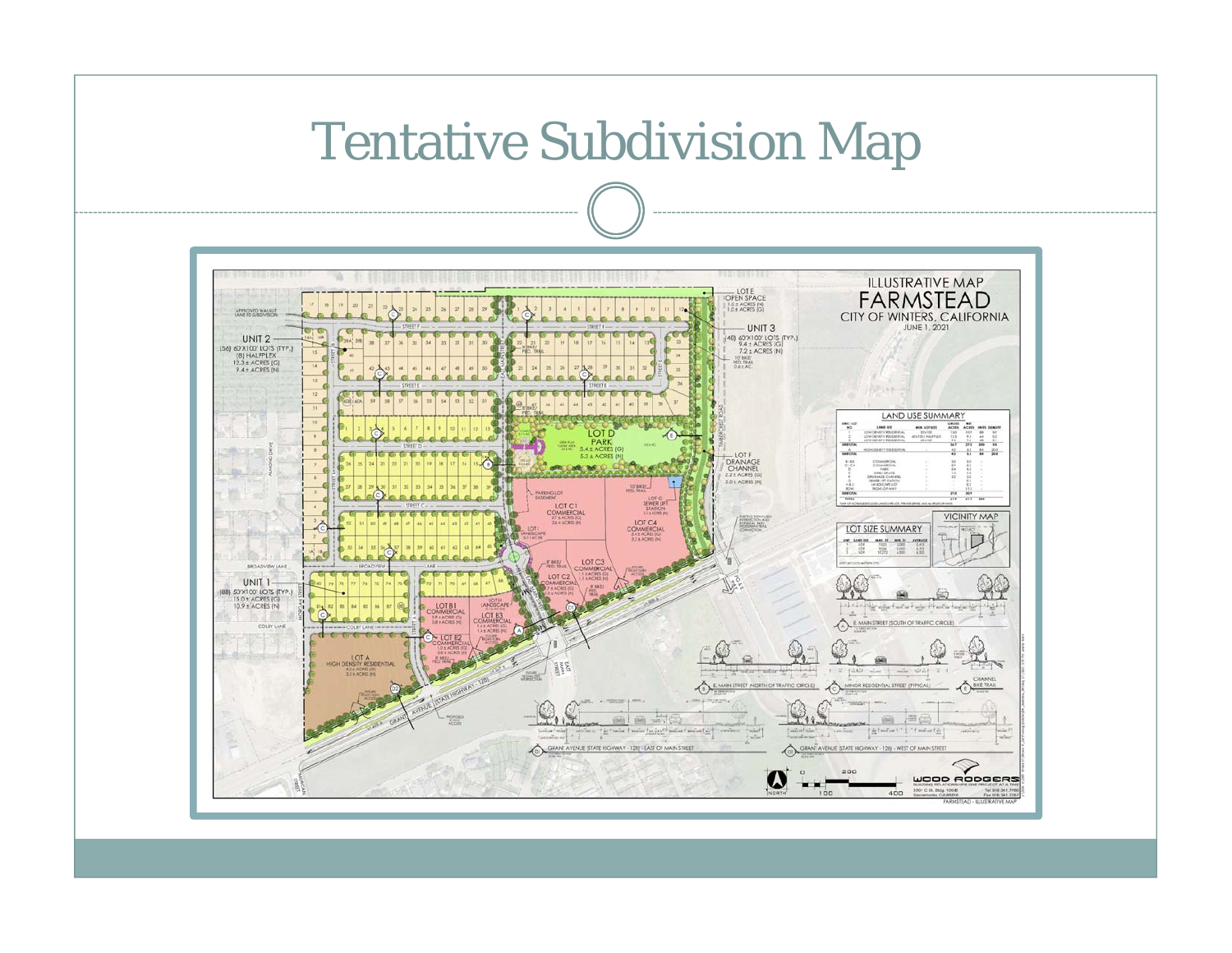# Tentative Subdivision Map

ILLUSTRATIVE MAP

FARMSTEAD

CITY OF WINTERS, CALIFORNIA

JUNE 1, 2021

UNIT 2 — (56) 60'X100' LOTS (TYP.) (8) HALFPLEX 12.3± ACRES (G) 9.4± ACRES (N)

UNIT 3 — (48) 60'X100' LOTS (TYP.) 9.4± ACRES (G) 7.2± ACRES (N)

UNIT 1 — (88) 50'X100' LOTS (TYP.) 15.0± ACRES (G) 10.9± ACRES (N)

LOT E OPEN SPACE 1.0± ACRES (N) 1.0± ACRES (G)

LOT D PARK 5.4± ACRES (G) 5.3± ACRES (N)

LOT F DRAINAGE CHANNEL 2.2± ACRES (G) 2.0± ACRES (N)

LOT C1 COMMERCIAL

LOT C2 COMMERCIAL

LOT C3 COMMERCIAL

LOT C4 COMMERCIAL

LOT B1 COMMERCIAL

LOT B2 COMMERCIAL

LOT B3 COMMERCIAL

LOT A HIGH DENSITY RESIDENTIAL

LAND USE SUMMARY

LOT SIZE SUMMARY

VICINITY MAP

GRANT AVENUE (STATE HIGHWAY - 128)

WOOD RODGERS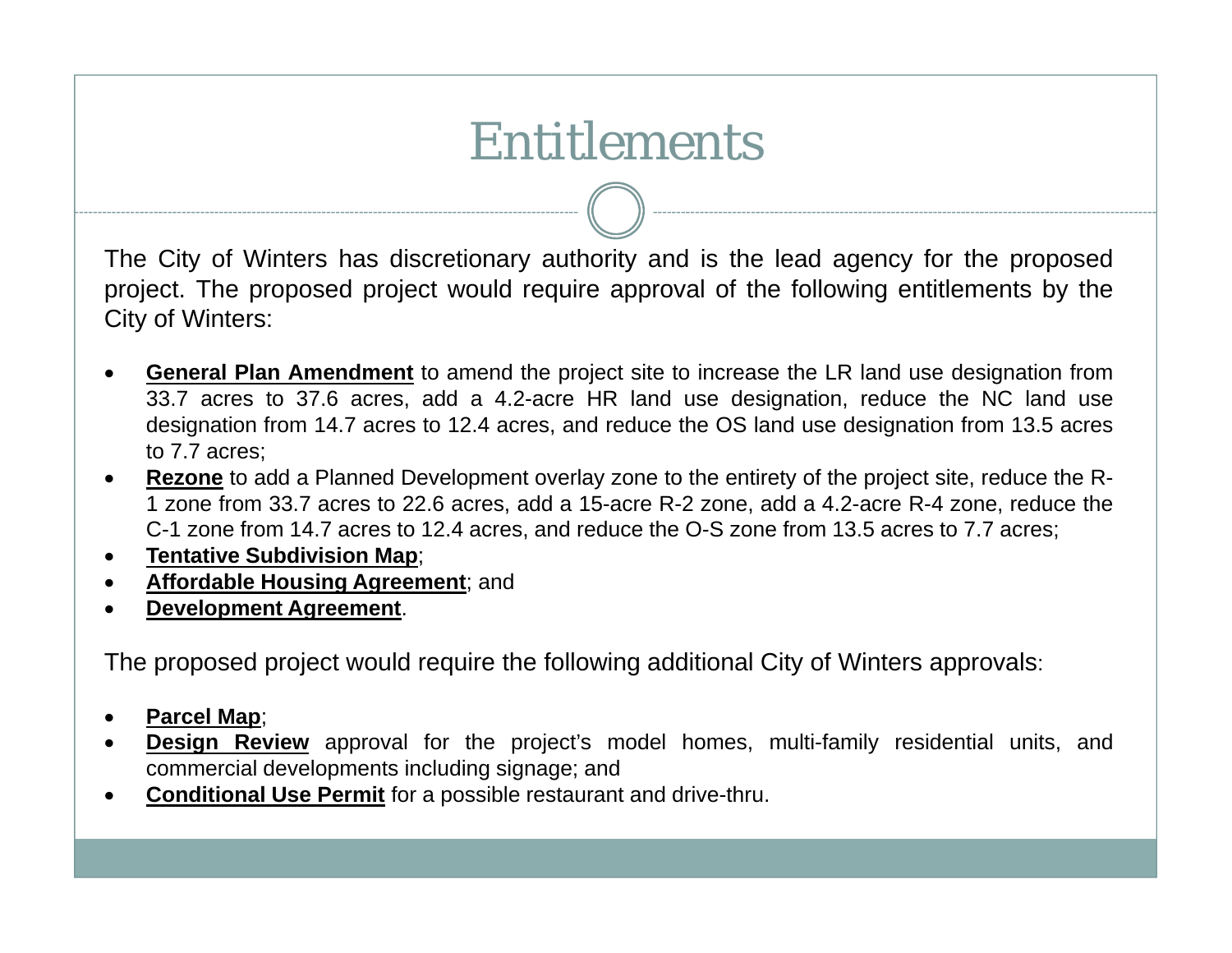# Entitlements

The City of Winters has discretionary authority and is the lead agency for the proposed project. The proposed project would require approval of the following entitlements by the City of Winters:

- **General Plan Amendment** to amend the project site to increase the LR land use designation from 33.7 acres to 37.6 acres, add a 4.2-acre HR land use designation, reduce the NC land use designation from 14.7 acres to 12.4 acres, and reduce the OS land use designation from 13.5 acres to 7.7 acres;
- **Rezone** to add a Planned Development overlay zone to the entirety of the project site, reduce the R-1 zone from 33.7 acres to 22.6 acres, add a 15-acre R-2 zone, add a 4.2-acre R-4 zone, reduce the C-1 zone from 14.7 acres to 12.4 acres, and reduce the O-S zone from 13.5 acres to 7.7 acres;
- **Tentative Subdivision Map**;
- **Affordable Housing Agreement**; and
- **Development Agreement**.

The proposed project would require the following additional City of Winters approvals:

- **Parcel Map**;
- **Design Review** approval for the project's model homes, multi-family residential units, and commercial developments including signage; and
- **Conditional Use Permit** for a possible restaurant and drive-thru.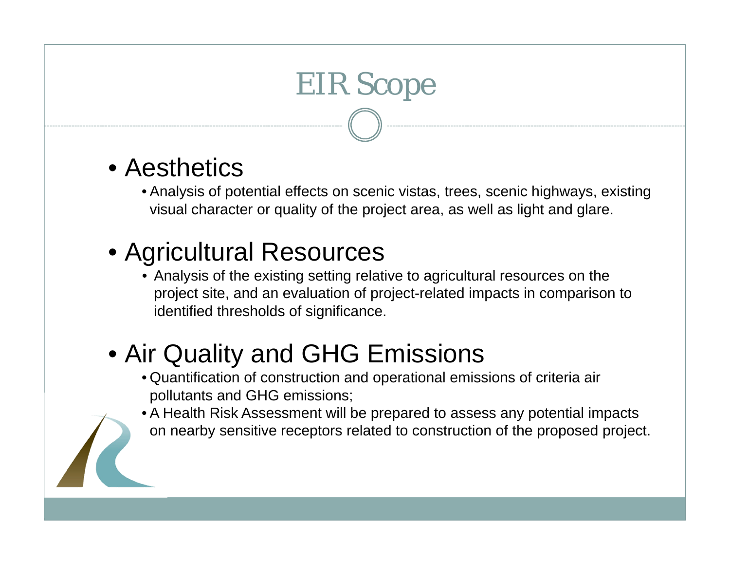# EIR Scope

- Aesthetics
  - Analysis of potential effects on scenic vistas, trees, scenic highways, existing visual character or quality of the project area, as well as light and glare.
- Agricultural Resources
  - Analysis of the existing setting relative to agricultural resources on the project site, and an evaluation of project-related impacts in comparison to identified thresholds of significance.
- Air Quality and GHG Emissions
  - Quantification of construction and operational emissions of criteria air pollutants and GHG emissions;
  - A Health Risk Assessment will be prepared to assess any potential impacts on nearby sensitive receptors related to construction of the proposed project.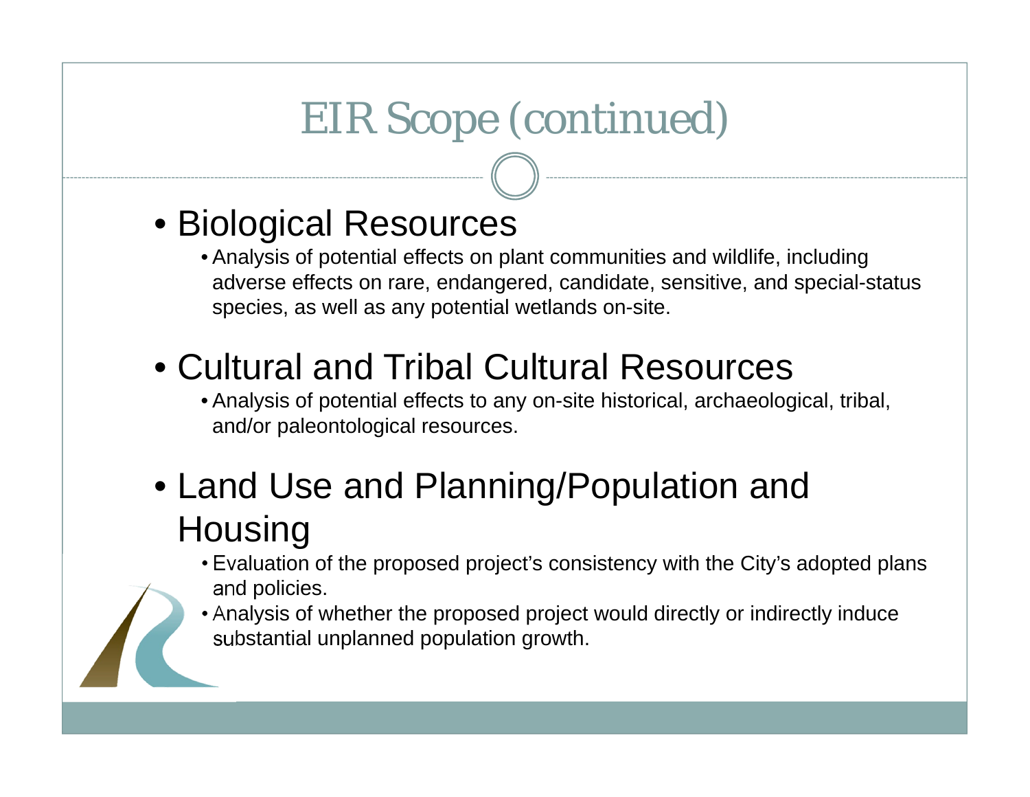# EIR Scope (continued)

- Biological Resources
  - Analysis of potential effects on plant communities and wildlife, including adverse effects on rare, endangered, candidate, sensitive, and special-status species, as well as any potential wetlands on-site.
- Cultural and Tribal Cultural Resources
  - Analysis of potential effects to any on-site historical, archaeological, tribal, and/or paleontological resources.
- Land Use and Planning/Population and Housing
  - Evaluation of the proposed project's consistency with the City's adopted plans and policies.
  - Analysis of whether the proposed project would directly or indirectly induce substantial unplanned population growth.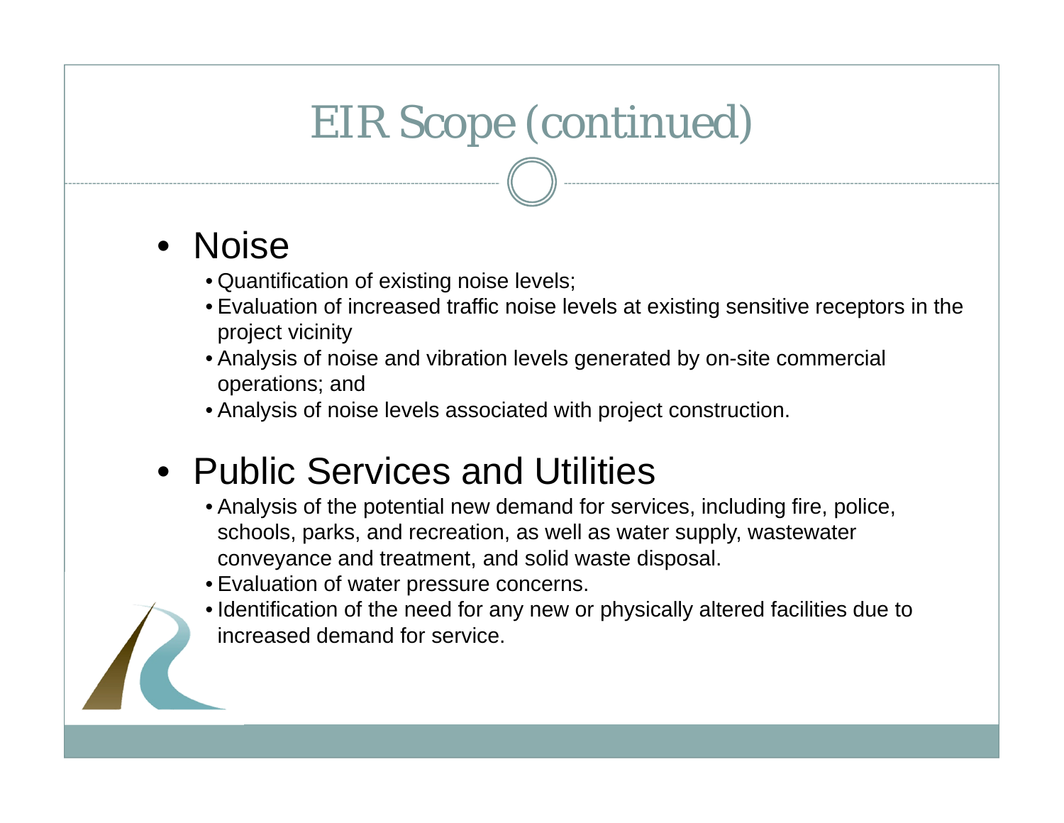# EIR Scope (continued)

- Noise
  - Quantification of existing noise levels;
  - Evaluation of increased traffic noise levels at existing sensitive receptors in the project vicinity
  - Analysis of noise and vibration levels generated by on-site commercial operations; and
  - Analysis of noise levels associated with project construction.
- Public Services and Utilities
  - Analysis of the potential new demand for services, including fire, police, schools, parks, and recreation, as well as water supply, wastewater conveyance and treatment, and solid waste disposal.
  - Evaluation of water pressure concerns.
  - Identification of the need for any new or physically altered facilities due to increased demand for service.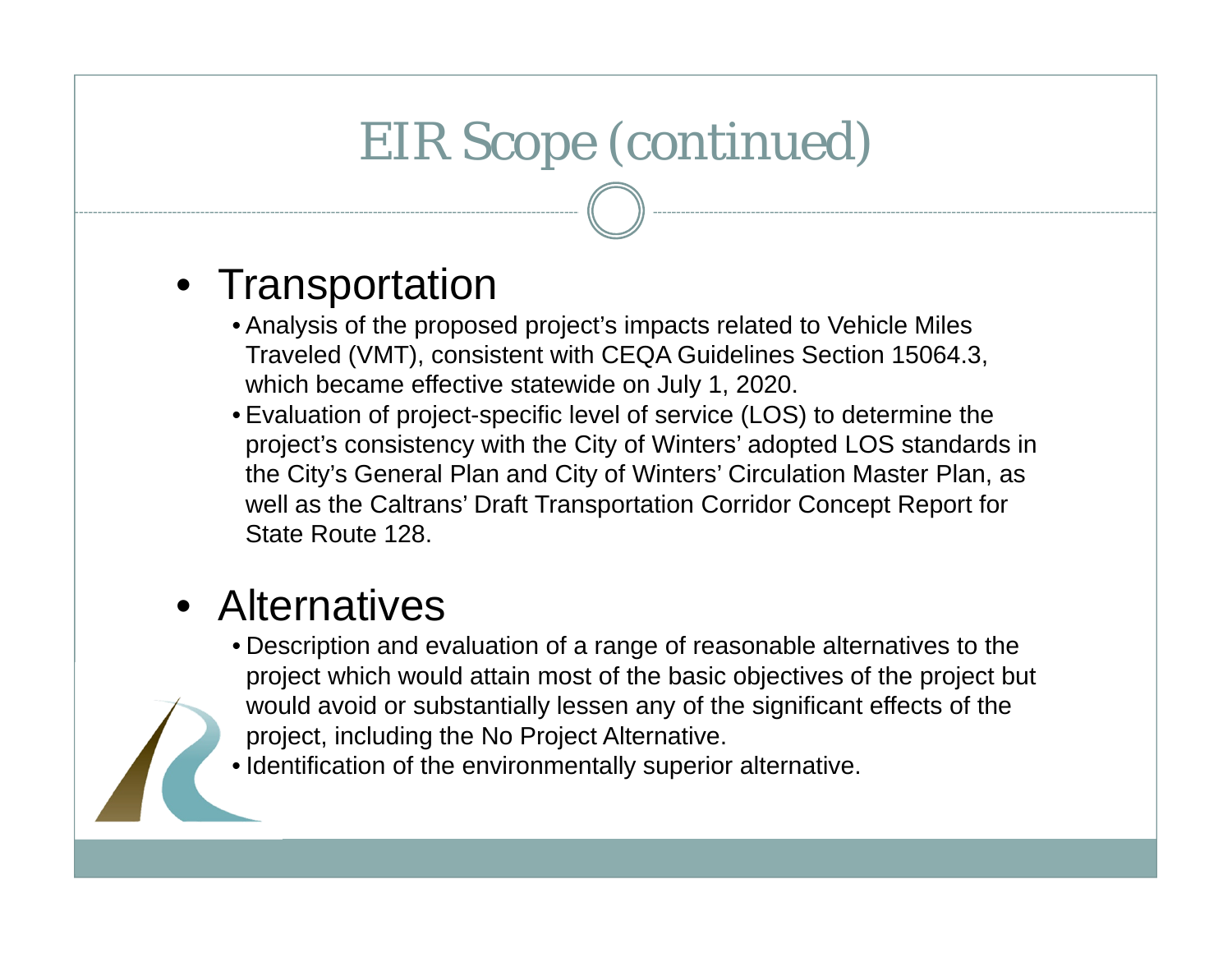# EIR Scope (continued)

- Transportation
  - Analysis of the proposed project's impacts related to Vehicle Miles Traveled (VMT), consistent with CEQA Guidelines Section 15064.3, which became effective statewide on July 1, 2020.
  - Evaluation of project-specific level of service (LOS) to determine the project's consistency with the City of Winters' adopted LOS standards in the City's General Plan and City of Winters' Circulation Master Plan, as well as the Caltrans' Draft Transportation Corridor Concept Report for State Route 128.
- Alternatives
  - Description and evaluation of a range of reasonable alternatives to the project which would attain most of the basic objectives of the project but would avoid or substantially lessen any of the significant effects of the project, including the No Project Alternative.
  - Identification of the environmentally superior alternative.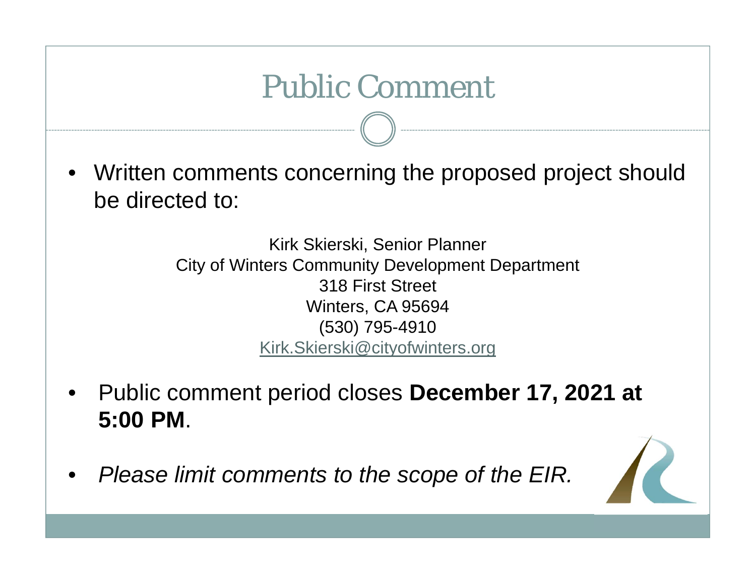# Public Comment

- Written comments concerning the proposed project should be directed to:

Kirk Skierski, Senior Planner
City of Winters Community Development Department
318 First Street
Winters, CA 95694
(530) 795-4910
Kirk.Skierski@cityofwinters.org

- Public comment period closes **December 17, 2021 at 5:00 PM**.

- *Please limit comments to the scope of the EIR.*